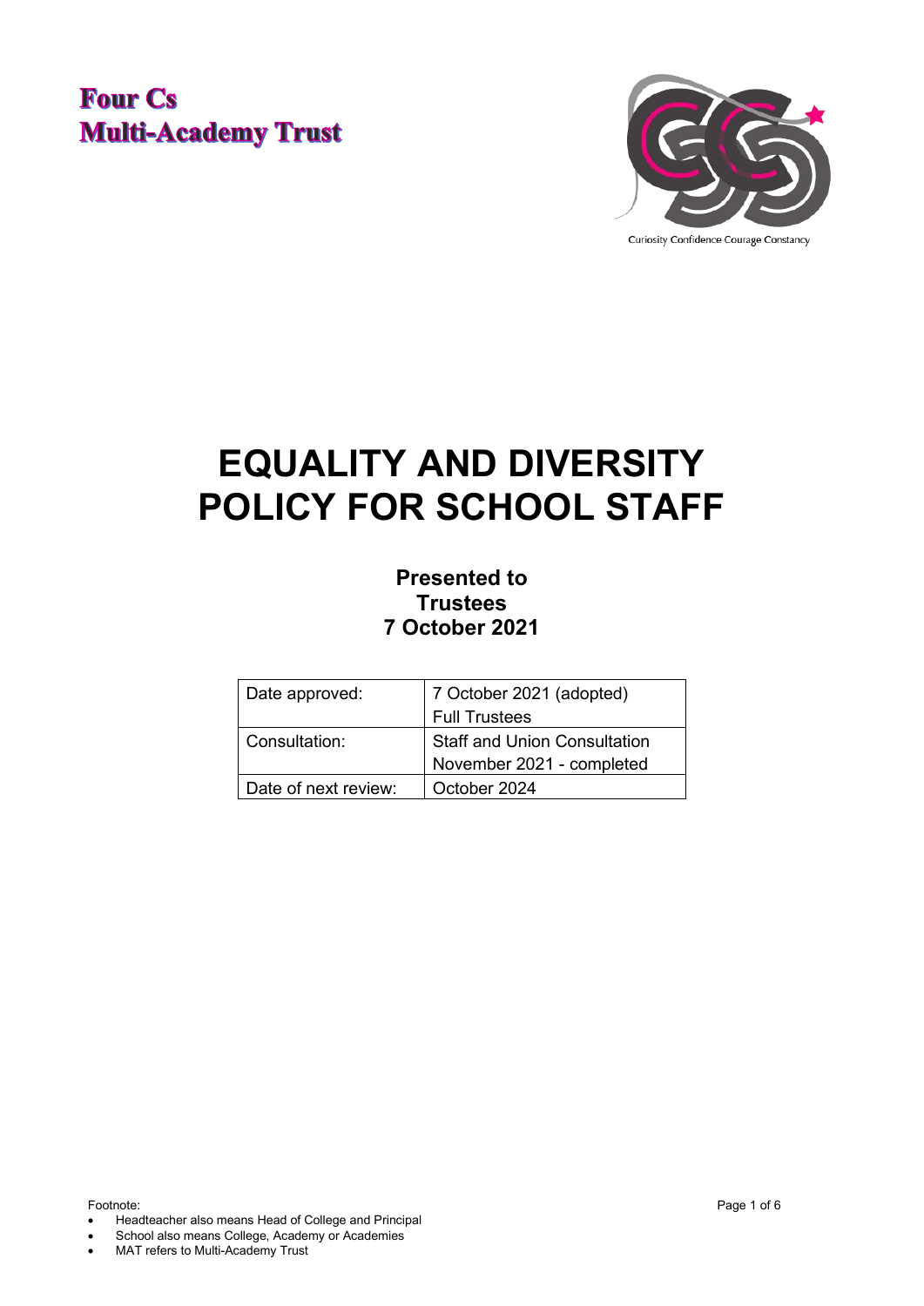Four Cs
Multi-Academy Trust

Curiosity Confidence Courage Constancy

# EQUALITY AND DIVERSITY POLICY FOR SCHOOL STAFF

**Presented to**
**Trustees**
**7 October 2021**

| Date approved: | 7 October 2021 (adopted) Full Trustees |
|---|---|
| Consultation: | Staff and Union Consultation November 2021 - completed |
| Date of next review: | October 2024 |

Footnote:

- Headteacher also means Head of College and Principal
- School also means College, Academy or Academies
- MAT refers to Multi-Academy Trust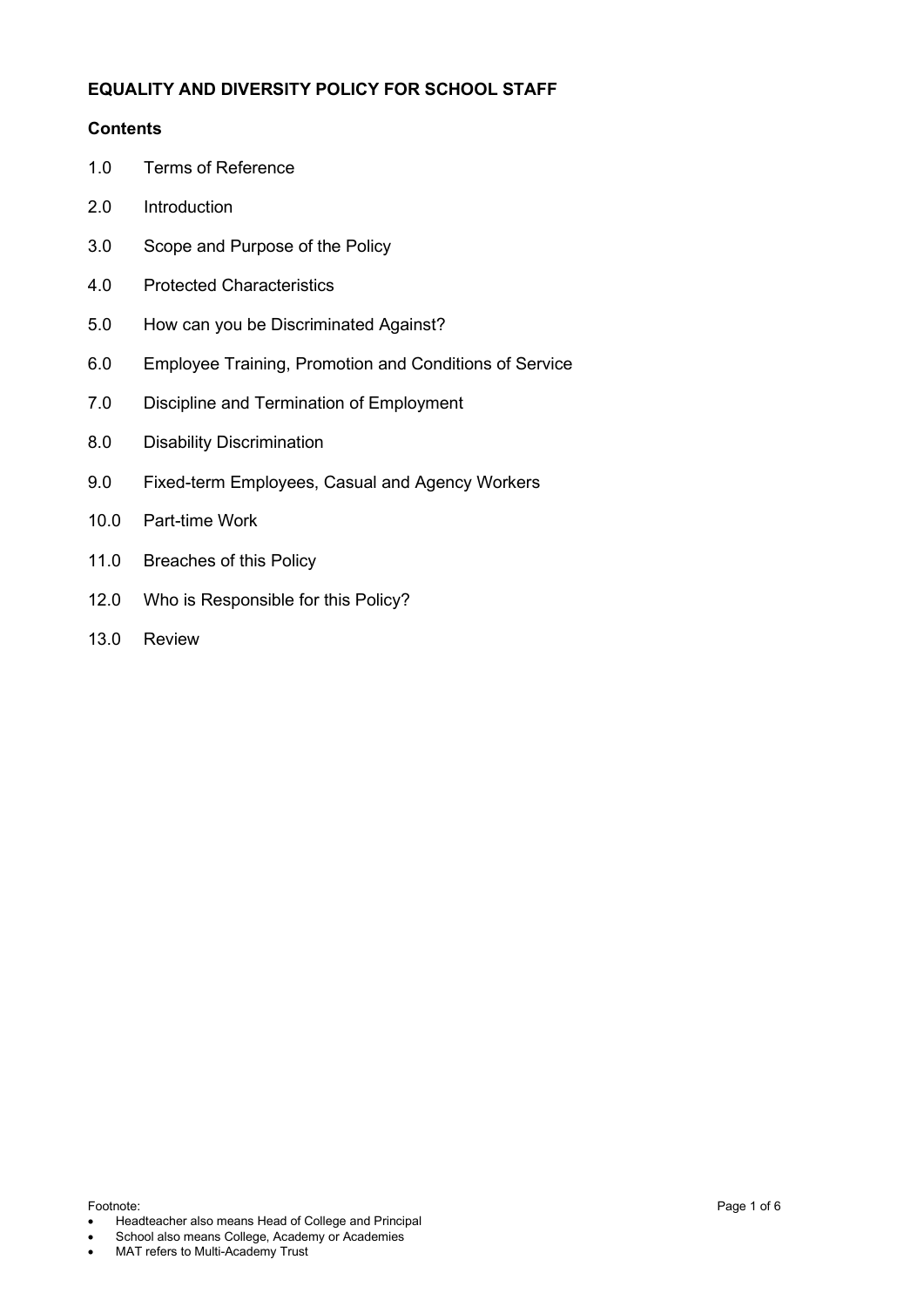**EQUALITY AND DIVERSITY POLICY FOR SCHOOL STAFF**

**Contents**

1.0 Terms of Reference

2.0 Introduction

3.0 Scope and Purpose of the Policy

4.0 Protected Characteristics

5.0 How can you be Discriminated Against?

6.0 Employee Training, Promotion and Conditions of Service

7.0 Discipline and Termination of Employment

8.0 Disability Discrimination

9.0 Fixed-term Employees, Casual and Agency Workers

10.0 Part-time Work

11.0 Breaches of this Policy

12.0 Who is Responsible for this Policy?

13.0 Review

Footnote:

- Headteacher also means Head of College and Principal
- School also means College, Academy or Academies
- MAT refers to Multi-Academy Trust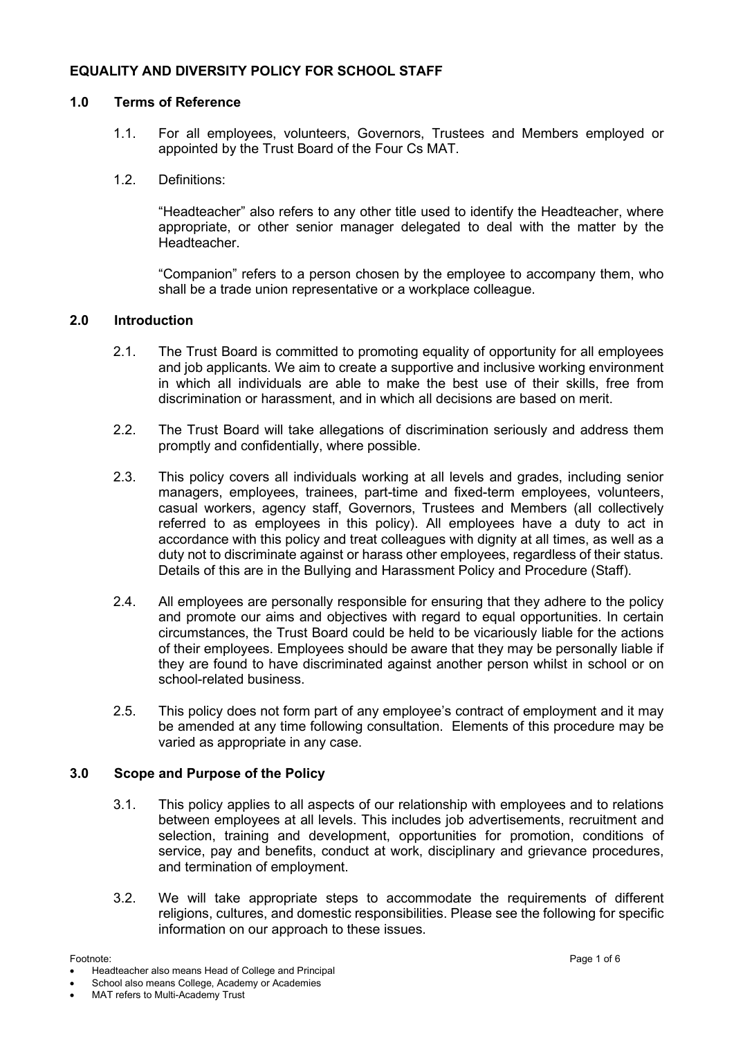**EQUALITY AND DIVERSITY POLICY FOR SCHOOL STAFF**

## 1.0 Terms of Reference

1.1. For all employees, volunteers, Governors, Trustees and Members employed or appointed by the Trust Board of the Four Cs MAT.

1.2. Definitions:

"Headteacher" also refers to any other title used to identify the Headteacher, where appropriate, or other senior manager delegated to deal with the matter by the Headteacher.

"Companion" refers to a person chosen by the employee to accompany them, who shall be a trade union representative or a workplace colleague.

## 2.0 Introduction

2.1. The Trust Board is committed to promoting equality of opportunity for all employees and job applicants. We aim to create a supportive and inclusive working environment in which all individuals are able to make the best use of their skills, free from discrimination or harassment, and in which all decisions are based on merit.

2.2. The Trust Board will take allegations of discrimination seriously and address them promptly and confidentially, where possible.

2.3. This policy covers all individuals working at all levels and grades, including senior managers, employees, trainees, part-time and fixed-term employees, volunteers, casual workers, agency staff, Governors, Trustees and Members (all collectively referred to as employees in this policy). All employees have a duty to act in accordance with this policy and treat colleagues with dignity at all times, as well as a duty not to discriminate against or harass other employees, regardless of their status. Details of this are in the Bullying and Harassment Policy and Procedure (Staff).

2.4. All employees are personally responsible for ensuring that they adhere to the policy and promote our aims and objectives with regard to equal opportunities. In certain circumstances, the Trust Board could be held to be vicariously liable for the actions of their employees. Employees should be aware that they may be personally liable if they are found to have discriminated against another person whilst in school or on school-related business.

2.5. This policy does not form part of any employee's contract of employment and it may be amended at any time following consultation. Elements of this procedure may be varied as appropriate in any case.

## 3.0 Scope and Purpose of the Policy

3.1. This policy applies to all aspects of our relationship with employees and to relations between employees at all levels. This includes job advertisements, recruitment and selection, training and development, opportunities for promotion, conditions of service, pay and benefits, conduct at work, disciplinary and grievance procedures, and termination of employment.

3.2. We will take appropriate steps to accommodate the requirements of different religions, cultures, and domestic responsibilities. Please see the following for specific information on our approach to these issues.

Footnote:

- Headteacher also means Head of College and Principal
- School also means College, Academy or Academies
- MAT refers to Multi-Academy Trust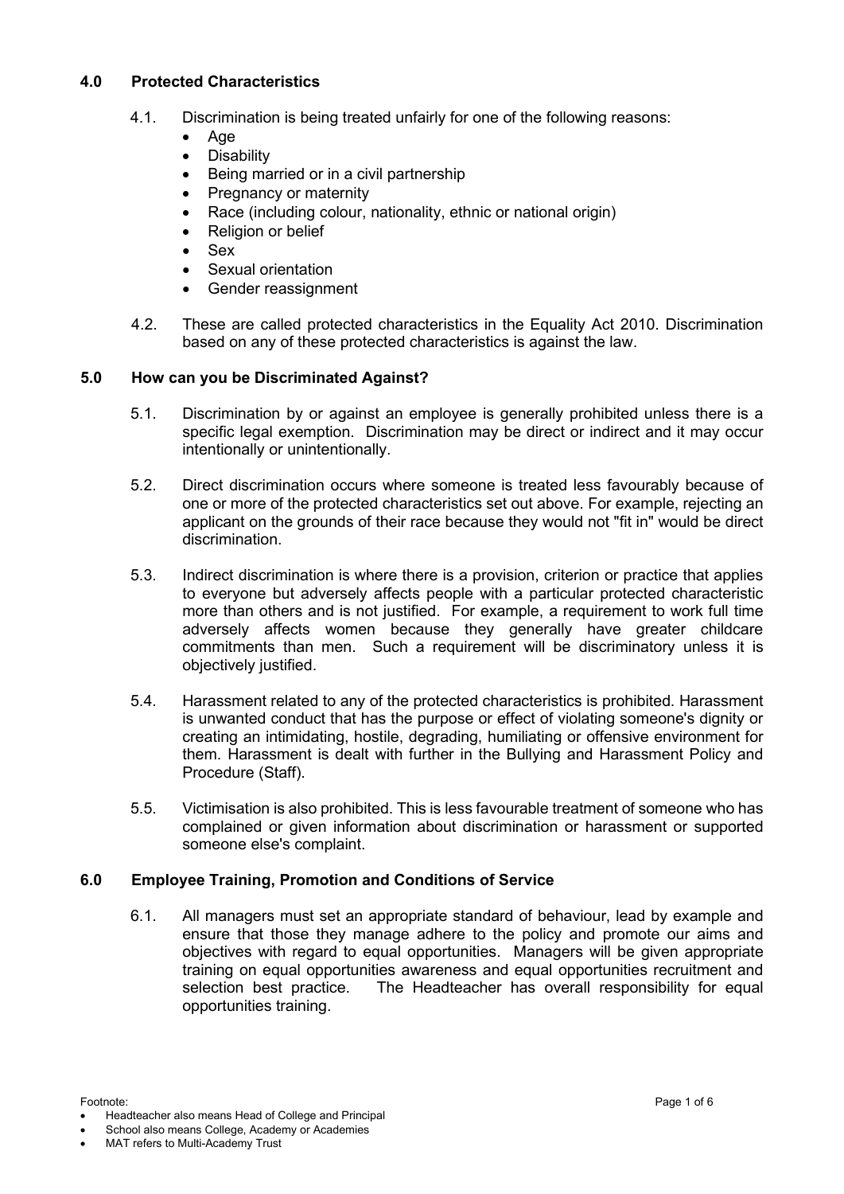## 4.0 Protected Characteristics

4.1. Discrimination is being treated unfairly for one of the following reasons:

- Age
- Disability
- Being married or in a civil partnership
- Pregnancy or maternity
- Race (including colour, nationality, ethnic or national origin)
- Religion or belief
- Sex
- Sexual orientation
- Gender reassignment

4.2. These are called protected characteristics in the Equality Act 2010. Discrimination based on any of these protected characteristics is against the law.

## 5.0 How can you be Discriminated Against?

5.1. Discrimination by or against an employee is generally prohibited unless there is a specific legal exemption. Discrimination may be direct or indirect and it may occur intentionally or unintentionally.

5.2. Direct discrimination occurs where someone is treated less favourably because of one or more of the protected characteristics set out above. For example, rejecting an applicant on the grounds of their race because they would not "fit in" would be direct discrimination.

5.3. Indirect discrimination is where there is a provision, criterion or practice that applies to everyone but adversely affects people with a particular protected characteristic more than others and is not justified. For example, a requirement to work full time adversely affects women because they generally have greater childcare commitments than men. Such a requirement will be discriminatory unless it is objectively justified.

5.4. Harassment related to any of the protected characteristics is prohibited. Harassment is unwanted conduct that has the purpose or effect of violating someone's dignity or creating an intimidating, hostile, degrading, humiliating or offensive environment for them. Harassment is dealt with further in the Bullying and Harassment Policy and Procedure (Staff).

5.5. Victimisation is also prohibited. This is less favourable treatment of someone who has complained or given information about discrimination or harassment or supported someone else's complaint.

## 6.0 Employee Training, Promotion and Conditions of Service

6.1. All managers must set an appropriate standard of behaviour, lead by example and ensure that those they manage adhere to the policy and promote our aims and objectives with regard to equal opportunities. Managers will be given appropriate training on equal opportunities awareness and equal opportunities recruitment and selection best practice. The Headteacher has overall responsibility for equal opportunities training.

Footnote:

- Headteacher also means Head of College and Principal
- School also means College, Academy or Academies
- MAT refers to Multi-Academy Trust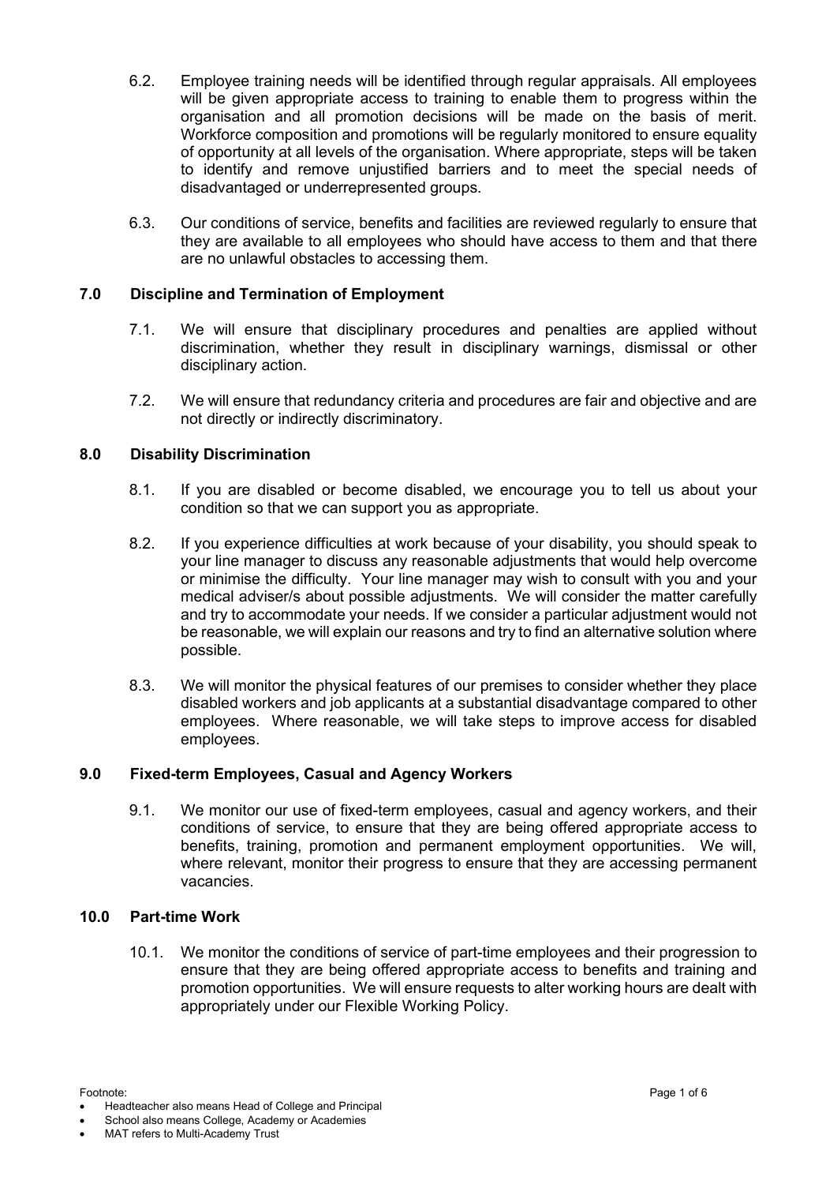6.2. Employee training needs will be identified through regular appraisals. All employees will be given appropriate access to training to enable them to progress within the organisation and all promotion decisions will be made on the basis of merit. Workforce composition and promotions will be regularly monitored to ensure equality of opportunity at all levels of the organisation. Where appropriate, steps will be taken to identify and remove unjustified barriers and to meet the special needs of disadvantaged or underrepresented groups.

6.3. Our conditions of service, benefits and facilities are reviewed regularly to ensure that they are available to all employees who should have access to them and that there are no unlawful obstacles to accessing them.

## 7.0 Discipline and Termination of Employment

7.1. We will ensure that disciplinary procedures and penalties are applied without discrimination, whether they result in disciplinary warnings, dismissal or other disciplinary action.

7.2. We will ensure that redundancy criteria and procedures are fair and objective and are not directly or indirectly discriminatory.

## 8.0 Disability Discrimination

8.1. If you are disabled or become disabled, we encourage you to tell us about your condition so that we can support you as appropriate.

8.2. If you experience difficulties at work because of your disability, you should speak to your line manager to discuss any reasonable adjustments that would help overcome or minimise the difficulty. Your line manager may wish to consult with you and your medical adviser/s about possible adjustments. We will consider the matter carefully and try to accommodate your needs. If we consider a particular adjustment would not be reasonable, we will explain our reasons and try to find an alternative solution where possible.

8.3. We will monitor the physical features of our premises to consider whether they place disabled workers and job applicants at a substantial disadvantage compared to other employees. Where reasonable, we will take steps to improve access for disabled employees.

## 9.0 Fixed-term Employees, Casual and Agency Workers

9.1. We monitor our use of fixed-term employees, casual and agency workers, and their conditions of service, to ensure that they are being offered appropriate access to benefits, training, promotion and permanent employment opportunities. We will, where relevant, monitor their progress to ensure that they are accessing permanent vacancies.

## 10.0 Part-time Work

10.1. We monitor the conditions of service of part-time employees and their progression to ensure that they are being offered appropriate access to benefits and training and promotion opportunities. We will ensure requests to alter working hours are dealt with appropriately under our Flexible Working Policy.

Footnote:

- Headteacher also means Head of College and Principal
- School also means College, Academy or Academies
- MAT refers to Multi-Academy Trust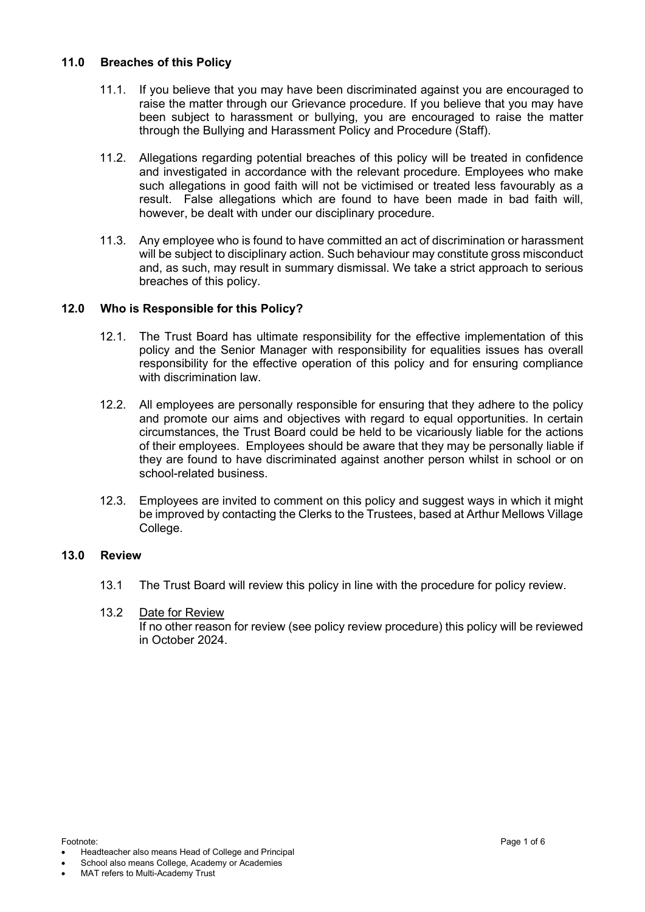## 11.0 Breaches of this Policy

11.1. If you believe that you may have been discriminated against you are encouraged to raise the matter through our Grievance procedure. If you believe that you may have been subject to harassment or bullying, you are encouraged to raise the matter through the Bullying and Harassment Policy and Procedure (Staff).

11.2. Allegations regarding potential breaches of this policy will be treated in confidence and investigated in accordance with the relevant procedure. Employees who make such allegations in good faith will not be victimised or treated less favourably as a result. False allegations which are found to have been made in bad faith will, however, be dealt with under our disciplinary procedure.

11.3. Any employee who is found to have committed an act of discrimination or harassment will be subject to disciplinary action. Such behaviour may constitute gross misconduct and, as such, may result in summary dismissal. We take a strict approach to serious breaches of this policy.

## 12.0 Who is Responsible for this Policy?

12.1. The Trust Board has ultimate responsibility for the effective implementation of this policy and the Senior Manager with responsibility for equalities issues has overall responsibility for the effective operation of this policy and for ensuring compliance with discrimination law.

12.2. All employees are personally responsible for ensuring that they adhere to the policy and promote our aims and objectives with regard to equal opportunities. In certain circumstances, the Trust Board could be held to be vicariously liable for the actions of their employees. Employees should be aware that they may be personally liable if they are found to have discriminated against another person whilst in school or on school-related business.

12.3. Employees are invited to comment on this policy and suggest ways in which it might be improved by contacting the Clerks to the Trustees, based at Arthur Mellows Village College.

## 13.0 Review

13.1 The Trust Board will review this policy in line with the procedure for policy review.

13.2 Date for Review

If no other reason for review (see policy review procedure) this policy will be reviewed in October 2024.

Footnote:

- Headteacher also means Head of College and Principal
- School also means College, Academy or Academies
- MAT refers to Multi-Academy Trust